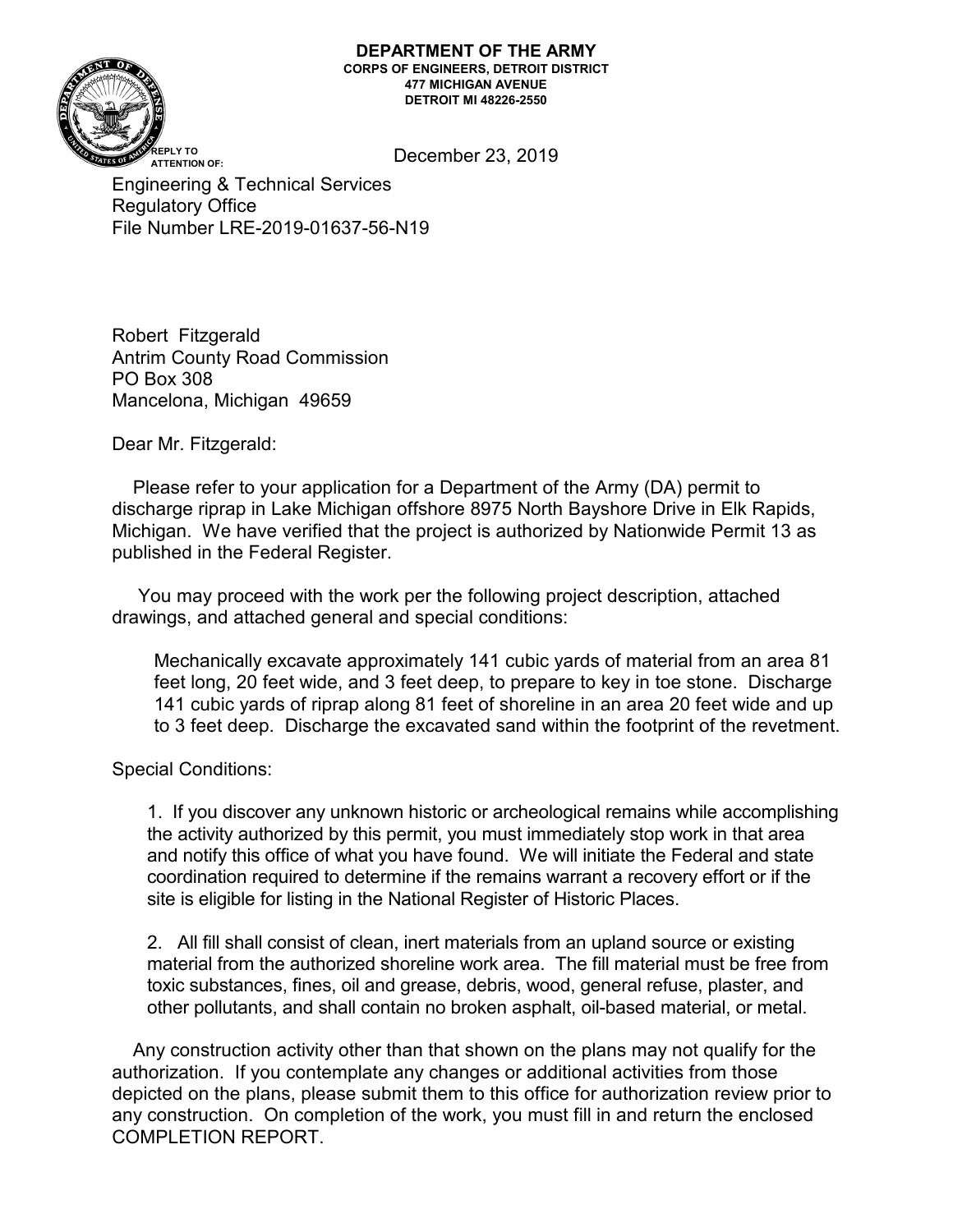**DEPARTMENT OF THE ARMY**
**CORPS OF ENGINEERS, DETROIT DISTRICT**
**477 MICHIGAN AVENUE**
**DETROIT MI 48226-2550**

REPLY TO
ATTENTION OF:

December 23, 2019

Engineering & Technical Services
Regulatory Office
File Number LRE-2019-01637-56-N19

Robert Fitzgerald
Antrim County Road Commission
PO Box 308
Mancelona, Michigan 49659

Dear Mr. Fitzgerald:

Please refer to your application for a Department of the Army (DA) permit to discharge riprap in Lake Michigan offshore 8975 North Bayshore Drive in Elk Rapids, Michigan. We have verified that the project is authorized by Nationwide Permit 13 as published in the Federal Register.

You may proceed with the work per the following project description, attached drawings, and attached general and special conditions:

> Mechanically excavate approximately 141 cubic yards of material from an area 81 feet long, 20 feet wide, and 3 feet deep, to prepare to key in toe stone. Discharge 141 cubic yards of riprap along 81 feet of shoreline in an area 20 feet wide and up to 3 feet deep. Discharge the excavated sand within the footprint of the revetment.

Special Conditions:

1. If you discover any unknown historic or archeological remains while accomplishing the activity authorized by this permit, you must immediately stop work in that area and notify this office of what you have found. We will initiate the Federal and state coordination required to determine if the remains warrant a recovery effort or if the site is eligible for listing in the National Register of Historic Places.

2. All fill shall consist of clean, inert materials from an upland source or existing material from the authorized shoreline work area. The fill material must be free from toxic substances, fines, oil and grease, debris, wood, general refuse, plaster, and other pollutants, and shall contain no broken asphalt, oil-based material, or metal.

Any construction activity other than that shown on the plans may not qualify for the authorization. If you contemplate any changes or additional activities from those depicted on the plans, please submit them to this office for authorization review prior to any construction. On completion of the work, you must fill in and return the enclosed COMPLETION REPORT.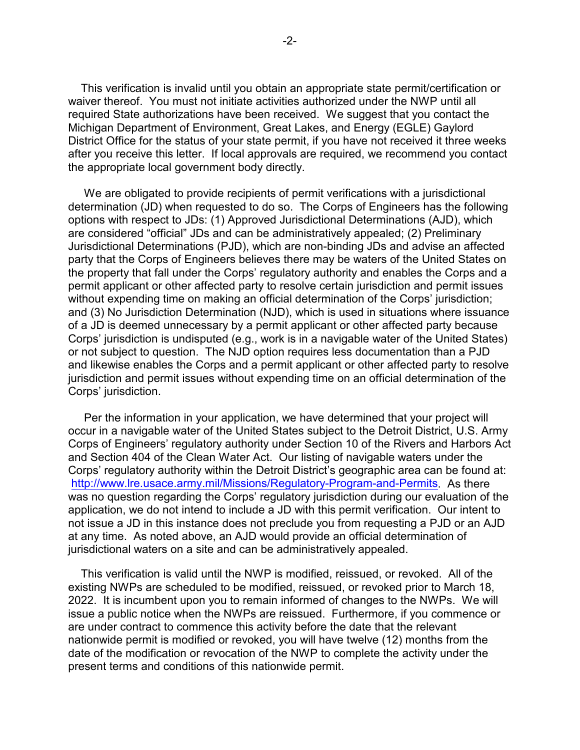This verification is invalid until you obtain an appropriate state permit/certification or waiver thereof. You must not initiate activities authorized under the NWP until all required State authorizations have been received. We suggest that you contact the Michigan Department of Environment, Great Lakes, and Energy (EGLE) Gaylord District Office for the status of your state permit, if you have not received it three weeks after you receive this letter. If local approvals are required, we recommend you contact the appropriate local government body directly.

We are obligated to provide recipients of permit verifications with a jurisdictional determination (JD) when requested to do so. The Corps of Engineers has the following options with respect to JDs: (1) Approved Jurisdictional Determinations (AJD), which are considered "official" JDs and can be administratively appealed; (2) Preliminary Jurisdictional Determinations (PJD), which are non-binding JDs and advise an affected party that the Corps of Engineers believes there may be waters of the United States on the property that fall under the Corps' regulatory authority and enables the Corps and a permit applicant or other affected party to resolve certain jurisdiction and permit issues without expending time on making an official determination of the Corps' jurisdiction; and (3) No Jurisdiction Determination (NJD), which is used in situations where issuance of a JD is deemed unnecessary by a permit applicant or other affected party because Corps' jurisdiction is undisputed (e.g., work is in a navigable water of the United States) or not subject to question. The NJD option requires less documentation than a PJD and likewise enables the Corps and a permit applicant or other affected party to resolve jurisdiction and permit issues without expending time on an official determination of the Corps' jurisdiction.

Per the information in your application, we have determined that your project will occur in a navigable water of the United States subject to the Detroit District, U.S. Army Corps of Engineers' regulatory authority under Section 10 of the Rivers and Harbors Act and Section 404 of the Clean Water Act. Our listing of navigable waters under the Corps' regulatory authority within the Detroit District's geographic area can be found at: http://www.lre.usace.army.mil/Missions/Regulatory-Program-and-Permits. As there was no question regarding the Corps' regulatory jurisdiction during our evaluation of the application, we do not intend to include a JD with this permit verification. Our intent to not issue a JD in this instance does not preclude you from requesting a PJD or an AJD at any time. As noted above, an AJD would provide an official determination of jurisdictional waters on a site and can be administratively appealed.

This verification is valid until the NWP is modified, reissued, or revoked. All of the existing NWPs are scheduled to be modified, reissued, or revoked prior to March 18, 2022. It is incumbent upon you to remain informed of changes to the NWPs. We will issue a public notice when the NWPs are reissued. Furthermore, if you commence or are under contract to commence this activity before the date that the relevant nationwide permit is modified or revoked, you will have twelve (12) months from the date of the modification or revocation of the NWP to complete the activity under the present terms and conditions of this nationwide permit.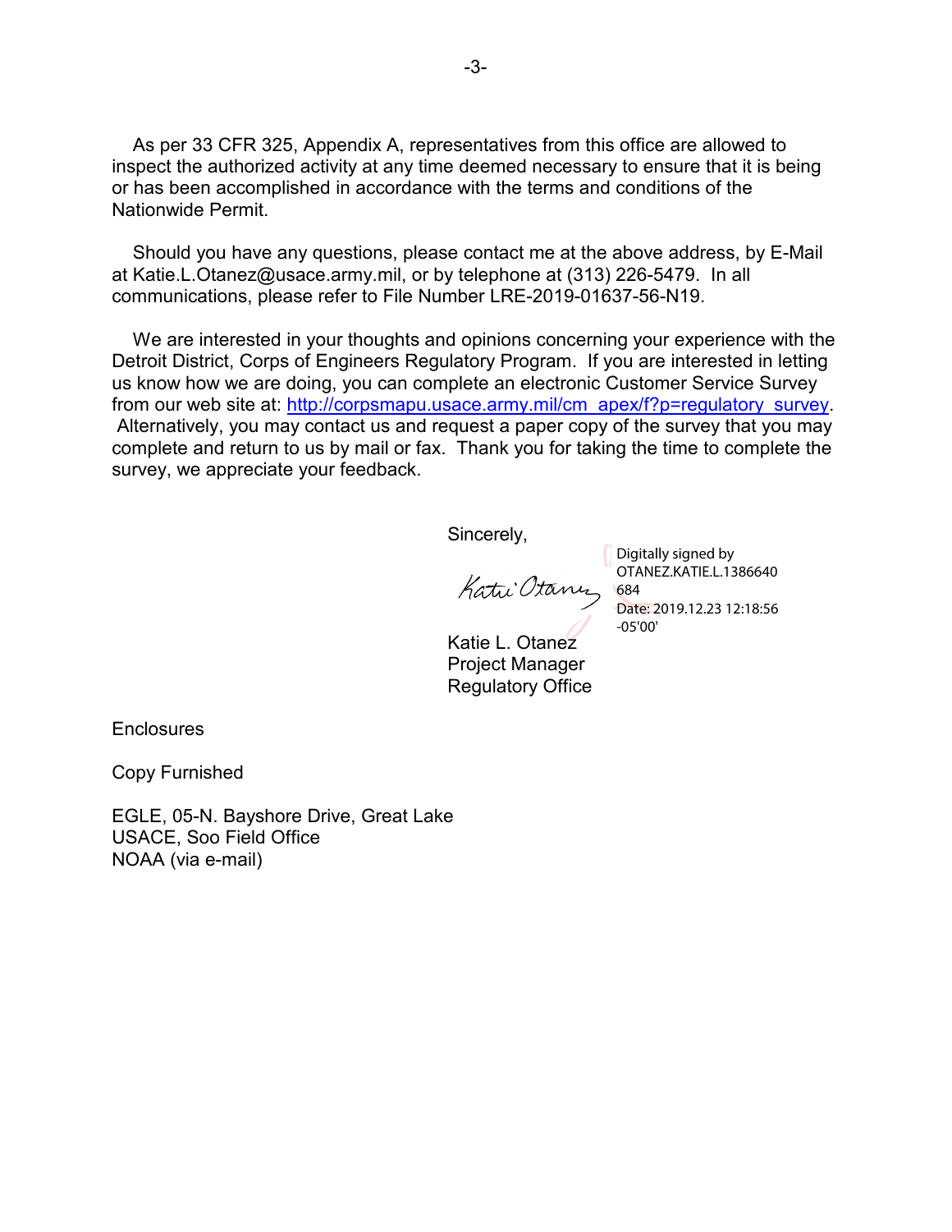As per 33 CFR 325, Appendix A, representatives from this office are allowed to inspect the authorized activity at any time deemed necessary to ensure that it is being or has been accomplished in accordance with the terms and conditions of the Nationwide Permit.

Should you have any questions, please contact me at the above address, by E-Mail at Katie.L.Otanez@usace.army.mil, or by telephone at (313) 226-5479. In all communications, please refer to File Number LRE-2019-01637-56-N19.

We are interested in your thoughts and opinions concerning your experience with the Detroit District, Corps of Engineers Regulatory Program. If you are interested in letting us know how we are doing, you can complete an electronic Customer Service Survey from our web site at: http://corpsmapu.usace.army.mil/cm_apex/f?p=regulatory_survey. Alternatively, you may contact us and request a paper copy of the survey that you may complete and return to us by mail or fax. Thank you for taking the time to complete the survey, we appreciate your feedback.

Sincerely,

Katie Otanez

Digitally signed by OTANEZ.KATIE.L.1386640684
Date: 2019.12.23 12:18:56 -05'00'

Katie L. Otanez
Project Manager
Regulatory Office

Enclosures

Copy Furnished

EGLE, 05-N. Bayshore Drive, Great Lake
USACE, Soo Field Office
NOAA (via e-mail)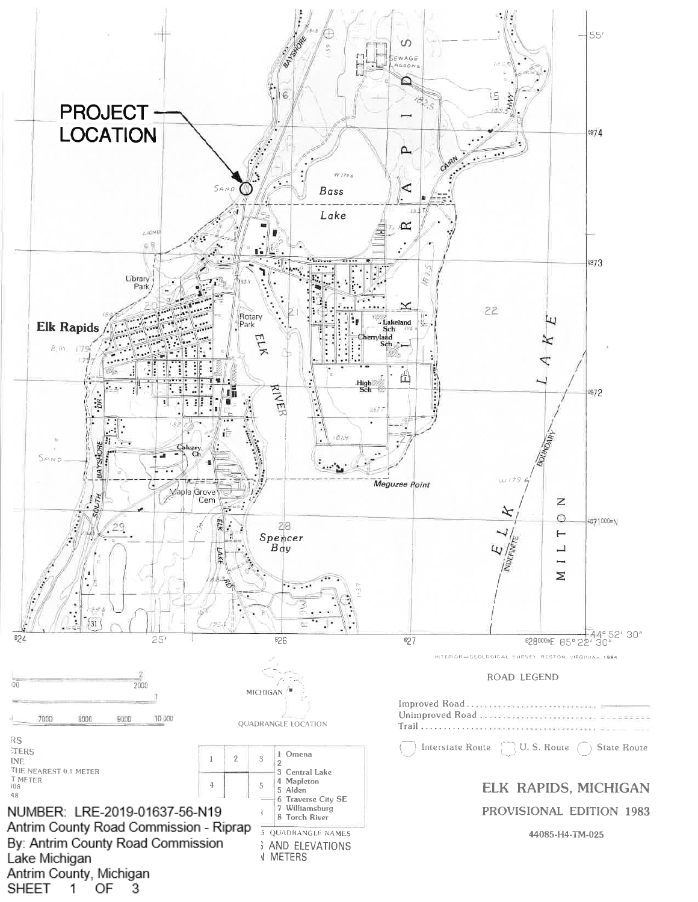PROJECT LOCATION

ELK RAPIDS, MICHIGAN

PROVISIONAL EDITION 1983

44085-H4-TM-025

ROAD LEGEND

Improved Road ..............................

Unimproved Road ..............................

Trail ..............................

Interstate Route  U. S. Route  State Route

QUADRANGLE LOCATION

MICHIGAN

| 1 | 2 | 3 |
|---|---|---|
| 4 | | 5 |

1 Omena
2
3 Central Lake
4 Mapleton
5 Alden
6 Traverse City SE
7 Williamsburg
8 Torch River

QUADRANGLE NAMES

INTERIOR—GEOLOGICAL SURVEY, RESTON, VIRGINIA—1984

NUMBER: LRE-2019-01637-56-N19

Antrim County Road Commission - Riprap

By: Antrim County Road Commission

Lake Michigan

Antrim County, Michigan

SHEET 1 OF 3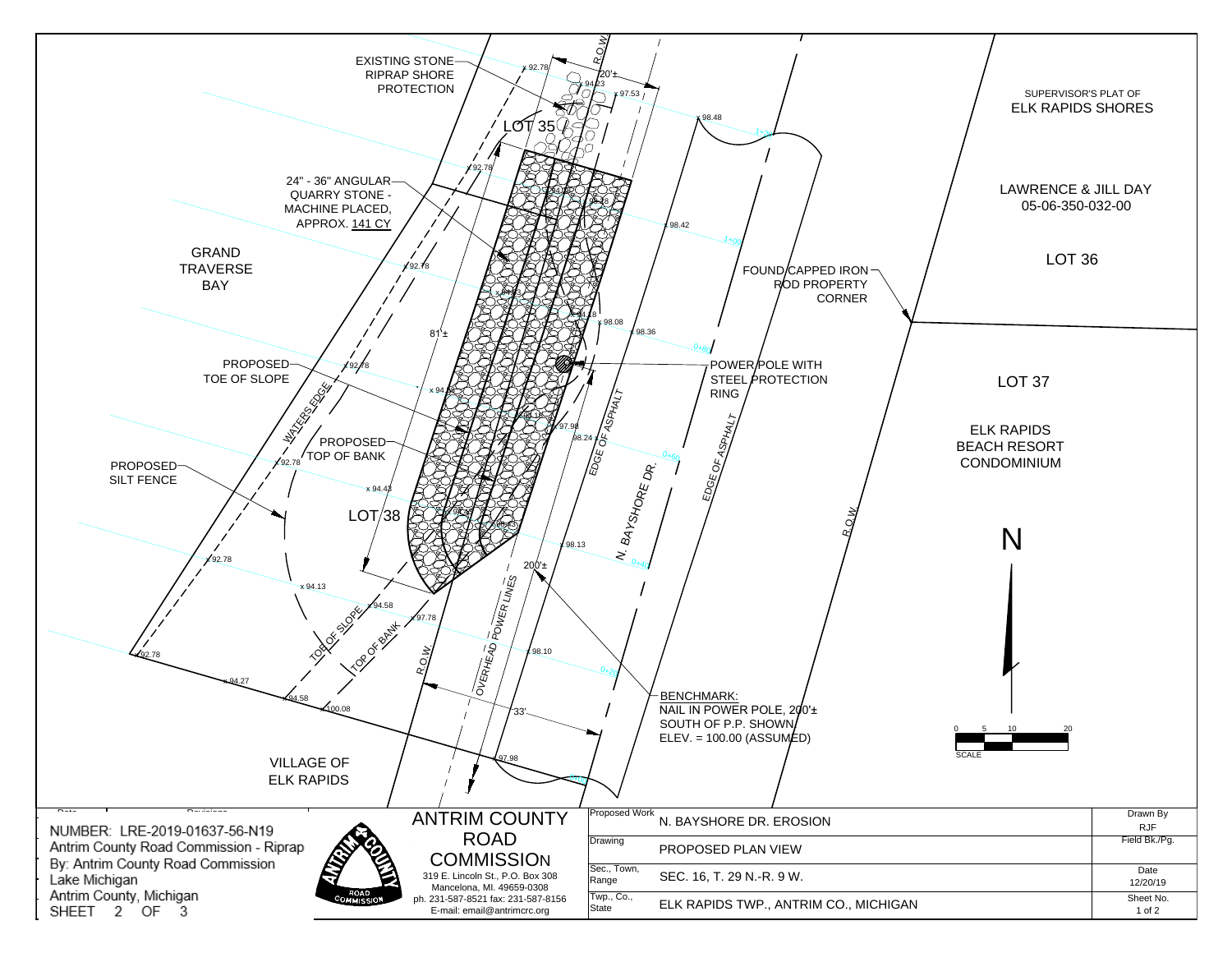EXISTING STONE RIPRAP SHORE PROTECTION

R.O.W.

20'±

LOT 35

SUPERVISOR'S PLAT OF
ELK RAPIDS SHORES

LAWRENCE & JILL DAY
05-06-350-032-00

LOT 36

24" - 36" ANGULAR QUARRY STONE - MACHINE PLACED, APPROX. 141 CY

GRAND TRAVERSE BAY

FOUND CAPPED IRON ROD PROPERTY CORNER

81'±

PROPOSED TOE OF SLOPE

POWER POLE WITH STEEL PROTECTION RING

LOT 37

WATERS EDGE

EDGE OF ASPHALT

PROPOSED TOP OF BANK

ELK RAPIDS BEACH RESORT CONDOMINIUM

PROPOSED SILT FENCE

N. BAYSHORE DR.

LOT 38

R.O.W.

N

200'±

OVERHEAD POWER LINES

TOP OF SLOPE

TOP OF BANK

R.O.W.

BENCHMARK:
NAIL IN POWER POLE, 200'± SOUTH OF P.P. SHOWN
ELEV. = 100.00 (ASSUMED)

33'

SCALE 0 5 10 20

VILLAGE OF ELK RAPIDS

NUMBER: LRE-2019-01637-56-N19
Antrim County Road Commission - Riprap
By: Antrim County Road Commission
Lake Michigan
Antrim County, Michigan
SHEET 2 OF 3

ANTRIM COUNTY ROAD COMMISSION
319 E. Lincoln St., P.O. Box 308
Mancelona, MI. 49659-0308
ph. 231-587-8521 fax: 231-587-8156
E-mail: email@antrimcrc.org

| | | | |
|---|---|---|---|
| Proposed Work | N. BAYSHORE DR. EROSION | Drawn By | RJF |
| Drawing | PROPOSED PLAN VIEW | Field Bk./Pg. | |
| Sec., Town, Range | SEC. 16, T. 29 N.-R. 9 W. | Date | 12/20/19 |
| Twp., Co., State | ELK RAPIDS TWP., ANTRIM CO., MICHIGAN | Sheet No. | 1 of 2 |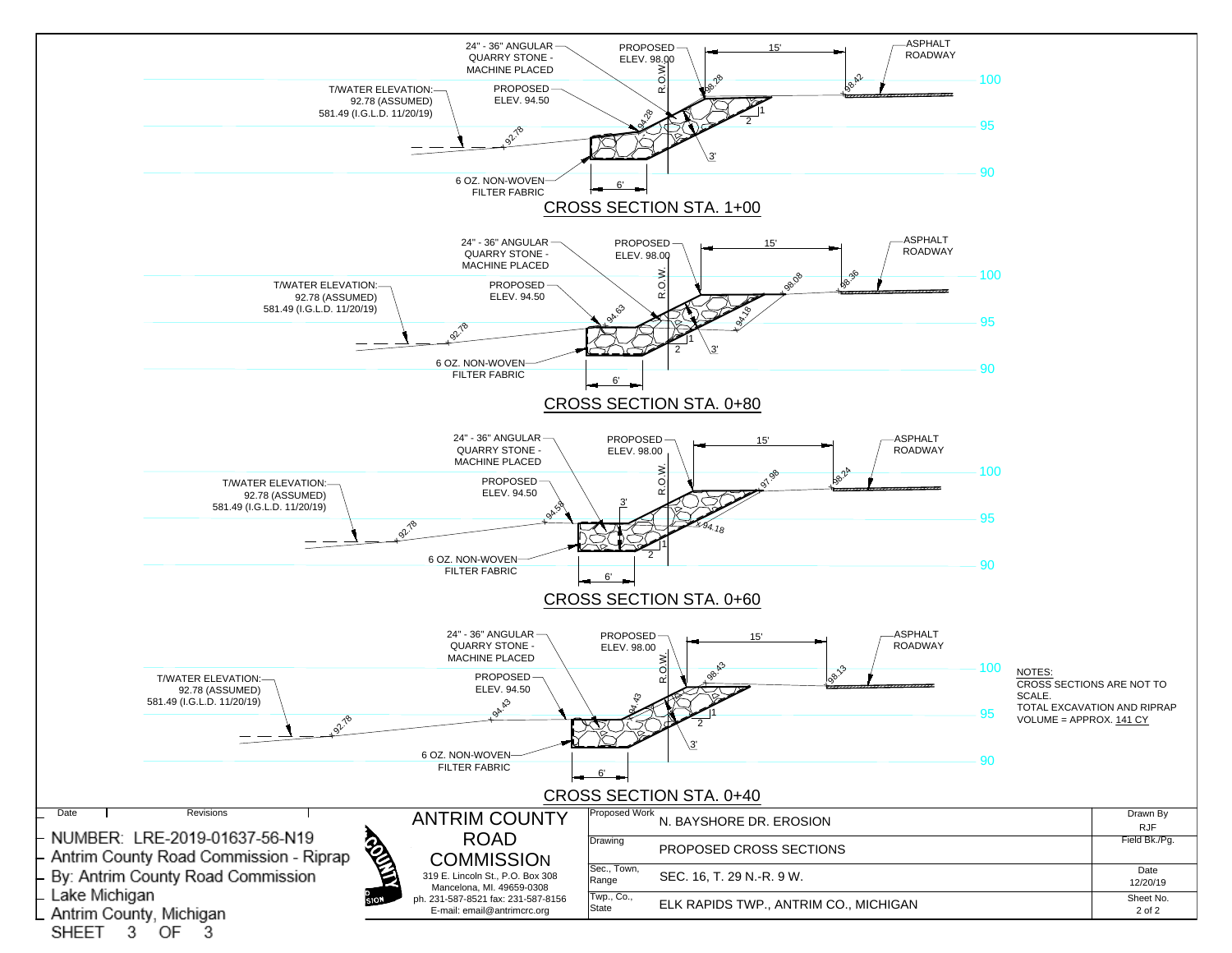## CROSS SECTION STA. 1+00

24" - 36" ANGULAR QUARRY STONE - MACHINE PLACED

PROPOSED ELEV. 98.00

15'

ASPHALT ROADWAY

T/WATER ELEVATION: 92.78 (ASSUMED) 581.49 (I.G.L.D. 11/20/19)

PROPOSED ELEV. 94.50

R.O.W.

98.28

98.42

94.28

92.78

1

2

3'

6 OZ. NON-WOVEN FILTER FABRIC

6'

100

95

90

## CROSS SECTION STA. 0+80

24" - 36" ANGULAR QUARRY STONE - MACHINE PLACED

PROPOSED ELEV. 98.00

15'

ASPHALT ROADWAY

T/WATER ELEVATION: 92.78 (ASSUMED) 581.49 (I.G.L.D. 11/20/19)

PROPOSED ELEV. 94.50

R.O.W.

98.08

98.36

94.63

94.18

92.78

1

2

3'

6 OZ. NON-WOVEN FILTER FABRIC

6'

100

95

90

## CROSS SECTION STA. 0+60

24" - 36" ANGULAR QUARRY STONE - MACHINE PLACED

PROPOSED ELEV. 98.00

15'

ASPHALT ROADWAY

T/WATER ELEVATION: 92.78 (ASSUMED) 581.49 (I.G.L.D. 11/20/19)

PROPOSED ELEV. 94.50

R.O.W.

97.98

98.24

3'

94.58

94.18

92.78

1

2

6 OZ. NON-WOVEN FILTER FABRIC

6'

100

95

90

## CROSS SECTION STA. 0+40

24" - 36" ANGULAR QUARRY STONE - MACHINE PLACED

PROPOSED ELEV. 98.00

15'

ASPHALT ROADWAY

T/WATER ELEVATION: 92.78 (ASSUMED) 581.49 (I.G.L.D. 11/20/19)

PROPOSED ELEV. 94.50

R.O.W.

98.43

98.13

94.43

94.43

92.78

1

2

3'

6 OZ. NON-WOVEN FILTER FABRIC

6'

100

95

90

NOTES:
CROSS SECTIONS ARE NOT TO SCALE.
TOTAL EXCAVATION AND RIPRAP VOLUME = APPROX. 141 CY

| Date | Revisions |
|---|---|
| | |

NUMBER: LRE-2019-01637-56-N19
Antrim County Road Commission - Riprap
By: Antrim County Road Commission
Lake Michigan
Antrim County, Michigan
SHEET 3 OF 3

**ANTRIM COUNTY ROAD COMMISSION**
319 E. Lincoln St., P.O. Box 308
Mancelona, MI. 49659-0308
ph. 231-587-8521 fax: 231-587-8156
E-mail: email@antrimcrc.org

| | | |
|---|---|---|
| Proposed Work | N. BAYSHORE DR. EROSION | Drawn By RJF |
| Drawing | PROPOSED CROSS SECTIONS | Field Bk./Pg. |
| Sec., Town, Range | SEC. 16, T. 29 N.-R. 9 W. | Date 12/20/19 |
| Twp., Co., State | ELK RAPIDS TWP., ANTRIM CO., MICHIGAN | Sheet No. 2 of 2 |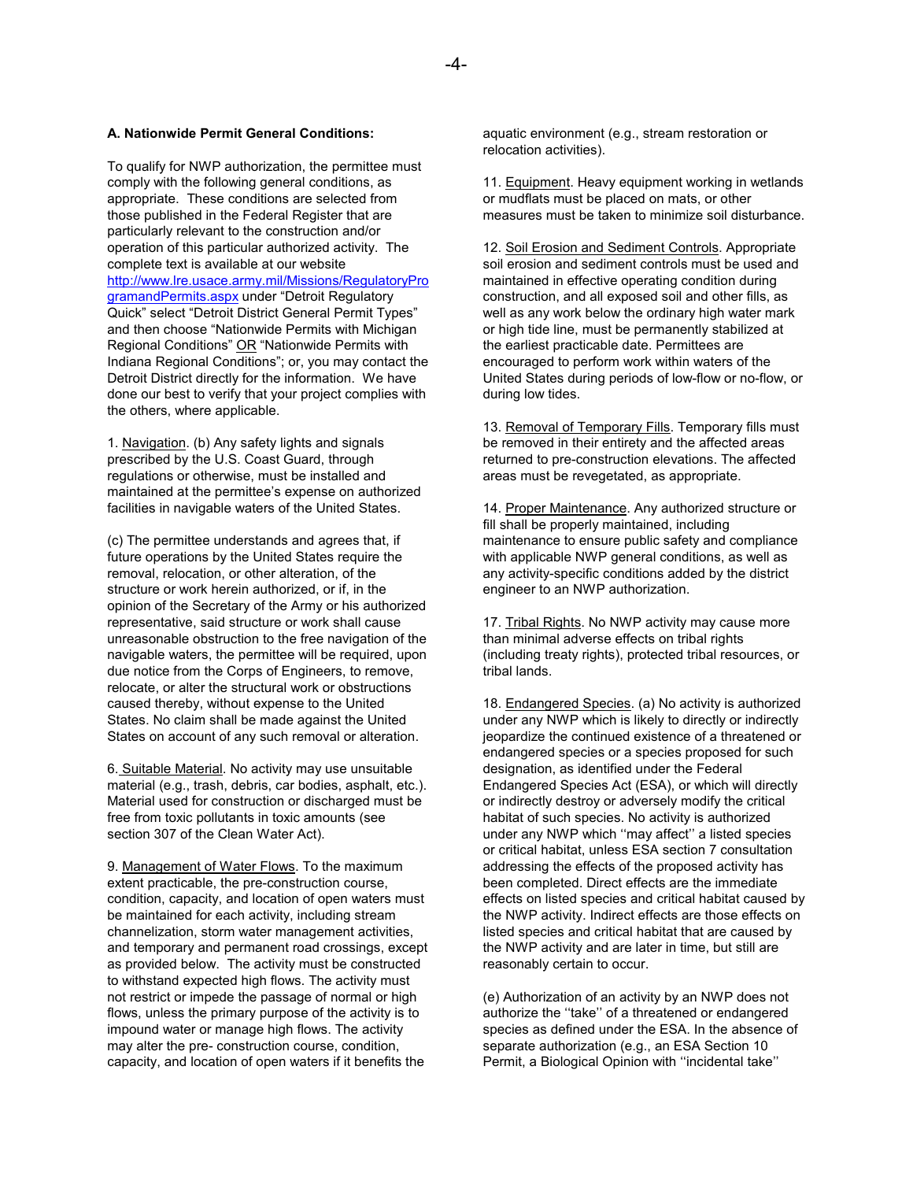**A. Nationwide Permit General Conditions:**

To qualify for NWP authorization, the permittee must comply with the following general conditions, as appropriate. These conditions are selected from those published in the Federal Register that are particularly relevant to the construction and/or operation of this particular authorized activity. The complete text is available at our website http://www.lre.usace.army.mil/Missions/RegulatoryProgramandPermits.aspx under "Detroit Regulatory Quick" select "Detroit District General Permit Types" and then choose "Nationwide Permits with Michigan Regional Conditions" OR "Nationwide Permits with Indiana Regional Conditions"; or, you may contact the Detroit District directly for the information. We have done our best to verify that your project complies with the others, where applicable.

1. Navigation. (b) Any safety lights and signals prescribed by the U.S. Coast Guard, through regulations or otherwise, must be installed and maintained at the permittee's expense on authorized facilities in navigable waters of the United States.

(c) The permittee understands and agrees that, if future operations by the United States require the removal, relocation, or other alteration, of the structure or work herein authorized, or if, in the opinion of the Secretary of the Army or his authorized representative, said structure or work shall cause unreasonable obstruction to the free navigation of the navigable waters, the permittee will be required, upon due notice from the Corps of Engineers, to remove, relocate, or alter the structural work or obstructions caused thereby, without expense to the United States. No claim shall be made against the United States on account of any such removal or alteration.

6. Suitable Material. No activity may use unsuitable material (e.g., trash, debris, car bodies, asphalt, etc.). Material used for construction or discharged must be free from toxic pollutants in toxic amounts (see section 307 of the Clean Water Act).

9. Management of Water Flows. To the maximum extent practicable, the pre-construction course, condition, capacity, and location of open waters must be maintained for each activity, including stream channelization, storm water management activities, and temporary and permanent road crossings, except as provided below. The activity must be constructed to withstand expected high flows. The activity must not restrict or impede the passage of normal or high flows, unless the primary purpose of the activity is to impound water or manage high flows. The activity may alter the pre- construction course, condition, capacity, and location of open waters if it benefits the aquatic environment (e.g., stream restoration or relocation activities).

11. Equipment. Heavy equipment working in wetlands or mudflats must be placed on mats, or other measures must be taken to minimize soil disturbance.

12. Soil Erosion and Sediment Controls. Appropriate soil erosion and sediment controls must be used and maintained in effective operating condition during construction, and all exposed soil and other fills, as well as any work below the ordinary high water mark or high tide line, must be permanently stabilized at the earliest practicable date. Permittees are encouraged to perform work within waters of the United States during periods of low-flow or no-flow, or during low tides.

13. Removal of Temporary Fills. Temporary fills must be removed in their entirety and the affected areas returned to pre-construction elevations. The affected areas must be revegetated, as appropriate.

14. Proper Maintenance. Any authorized structure or fill shall be properly maintained, including maintenance to ensure public safety and compliance with applicable NWP general conditions, as well as any activity-specific conditions added by the district engineer to an NWP authorization.

17. Tribal Rights. No NWP activity may cause more than minimal adverse effects on tribal rights (including treaty rights), protected tribal resources, or tribal lands.

18. Endangered Species. (a) No activity is authorized under any NWP which is likely to directly or indirectly jeopardize the continued existence of a threatened or endangered species or a species proposed for such designation, as identified under the Federal Endangered Species Act (ESA), or which will directly or indirectly destroy or adversely modify the critical habitat of such species. No activity is authorized under any NWP which ''may affect'' a listed species or critical habitat, unless ESA section 7 consultation addressing the effects of the proposed activity has been completed. Direct effects are the immediate effects on listed species and critical habitat caused by the NWP activity. Indirect effects are those effects on listed species and critical habitat that are caused by the NWP activity and are later in time, but still are reasonably certain to occur.

(e) Authorization of an activity by an NWP does not authorize the ''take'' of a threatened or endangered species as defined under the ESA. In the absence of separate authorization (e.g., an ESA Section 10 Permit, a Biological Opinion with ''incidental take''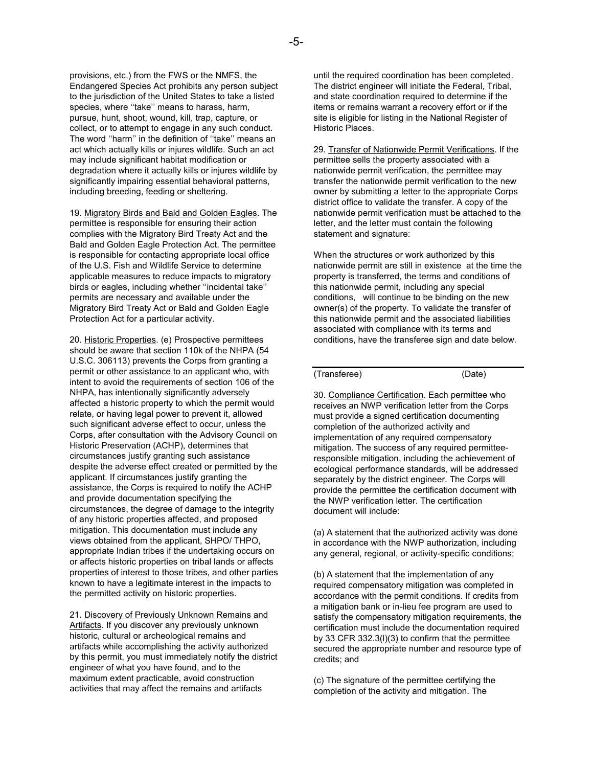provisions, etc.) from the FWS or the NMFS, the Endangered Species Act prohibits any person subject to the jurisdiction of the United States to take a listed species, where ''take'' means to harass, harm, pursue, hunt, shoot, wound, kill, trap, capture, or collect, or to attempt to engage in any such conduct. The word ''harm'' in the definition of ''take'' means an act which actually kills or injures wildlife. Such an act may include significant habitat modification or degradation where it actually kills or injures wildlife by significantly impairing essential behavioral patterns, including breeding, feeding or sheltering.

19. Migratory Birds and Bald and Golden Eagles. The permittee is responsible for ensuring their action complies with the Migratory Bird Treaty Act and the Bald and Golden Eagle Protection Act. The permittee is responsible for contacting appropriate local office of the U.S. Fish and Wildlife Service to determine applicable measures to reduce impacts to migratory birds or eagles, including whether ''incidental take'' permits are necessary and available under the Migratory Bird Treaty Act or Bald and Golden Eagle Protection Act for a particular activity.

20. Historic Properties. (e) Prospective permittees should be aware that section 110k of the NHPA (54 U.S.C. 306113) prevents the Corps from granting a permit or other assistance to an applicant who, with intent to avoid the requirements of section 106 of the NHPA, has intentionally significantly adversely affected a historic property to which the permit would relate, or having legal power to prevent it, allowed such significant adverse effect to occur, unless the Corps, after consultation with the Advisory Council on Historic Preservation (ACHP), determines that circumstances justify granting such assistance despite the adverse effect created or permitted by the applicant. If circumstances justify granting the assistance, the Corps is required to notify the ACHP and provide documentation specifying the circumstances, the degree of damage to the integrity of any historic properties affected, and proposed mitigation. This documentation must include any views obtained from the applicant, SHPO/ THPO, appropriate Indian tribes if the undertaking occurs on or affects historic properties on tribal lands or affects properties of interest to those tribes, and other parties known to have a legitimate interest in the impacts to the permitted activity on historic properties.

21. Discovery of Previously Unknown Remains and Artifacts. If you discover any previously unknown historic, cultural or archeological remains and artifacts while accomplishing the activity authorized by this permit, you must immediately notify the district engineer of what you have found, and to the maximum extent practicable, avoid construction activities that may affect the remains and artifacts until the required coordination has been completed. The district engineer will initiate the Federal, Tribal, and state coordination required to determine if the items or remains warrant a recovery effort or if the site is eligible for listing in the National Register of Historic Places.

29. Transfer of Nationwide Permit Verifications. If the permittee sells the property associated with a nationwide permit verification, the permittee may transfer the nationwide permit verification to the new owner by submitting a letter to the appropriate Corps district office to validate the transfer. A copy of the nationwide permit verification must be attached to the letter, and the letter must contain the following statement and signature:

When the structures or work authorized by this nationwide permit are still in existence at the time the property is transferred, the terms and conditions of this nationwide permit, including any special conditions, will continue to be binding on the new owner(s) of the property. To validate the transfer of this nationwide permit and the associated liabilities associated with compliance with its terms and conditions, have the transferee sign and date below.

\_\_\_\_\_\_\_\_\_\_\_\_\_\_\_\_\_\_\_\_\_\_\_\_\_\_\_\_\_\_\_\_\_\_\_\_\_\_\_\_\_\_\_\_

(Transferee) (Date)

30. Compliance Certification. Each permittee who receives an NWP verification letter from the Corps must provide a signed certification documenting completion of the authorized activity and implementation of any required compensatory mitigation. The success of any required permittee-responsible mitigation, including the achievement of ecological performance standards, will be addressed separately by the district engineer. The Corps will provide the permittee the certification document with the NWP verification letter. The certification document will include:

(a) A statement that the authorized activity was done in accordance with the NWP authorization, including any general, regional, or activity-specific conditions;

(b) A statement that the implementation of any required compensatory mitigation was completed in accordance with the permit conditions. If credits from a mitigation bank or in-lieu fee program are used to satisfy the compensatory mitigation requirements, the certification must include the documentation required by 33 CFR 332.3(l)(3) to confirm that the permittee secured the appropriate number and resource type of credits; and

(c) The signature of the permittee certifying the completion of the activity and mitigation. The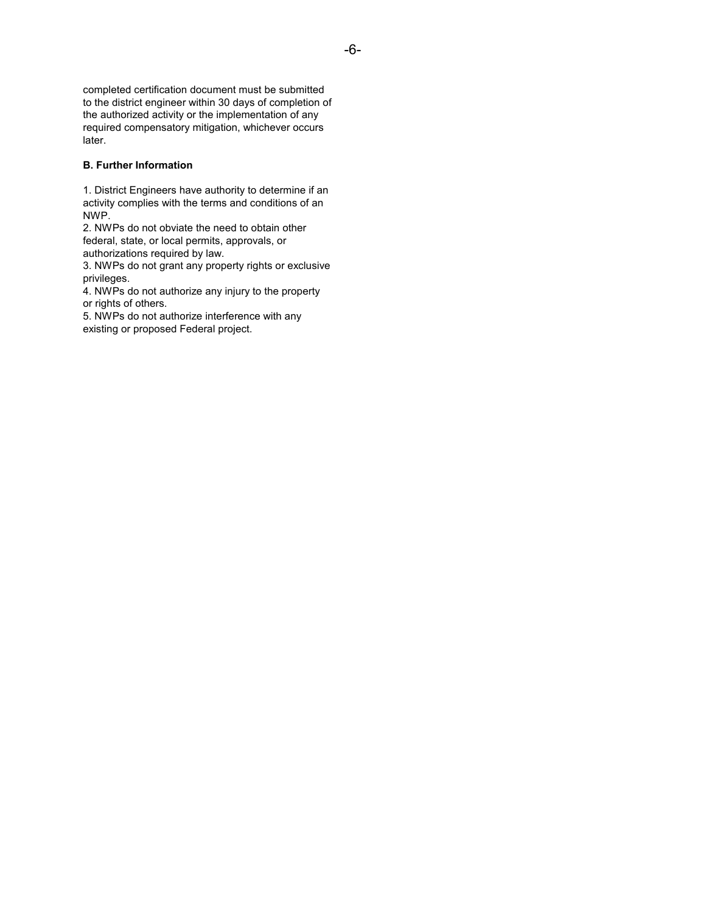completed certification document must be submitted to the district engineer within 30 days of completion of the authorized activity or the implementation of any required compensatory mitigation, whichever occurs later.

**B. Further Information**

1. District Engineers have authority to determine if an activity complies with the terms and conditions of an NWP.
2. NWPs do not obviate the need to obtain other federal, state, or local permits, approvals, or authorizations required by law.
3. NWPs do not grant any property rights or exclusive privileges.
4. NWPs do not authorize any injury to the property or rights of others.
5. NWPs do not authorize interference with any existing or proposed Federal project.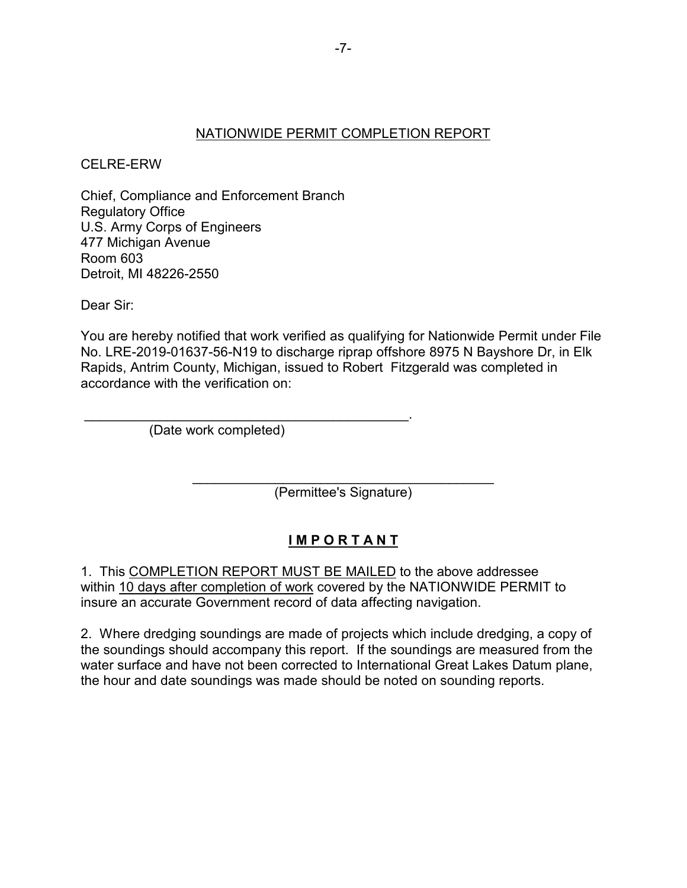## NATIONWIDE PERMIT COMPLETION REPORT

CELRE-ERW

Chief, Compliance and Enforcement Branch
Regulatory Office
U.S. Army Corps of Engineers
477 Michigan Avenue
Room 603
Detroit, MI 48226-2550

Dear Sir:

You are hereby notified that work verified as qualifying for Nationwide Permit under File No. LRE-2019-01637-56-N19 to discharge riprap offshore 8975 N Bayshore Dr, in Elk Rapids, Antrim County, Michigan, issued to Robert Fitzgerald was completed in accordance with the verification on:

____________________________________________.
(Date work completed)

____________________________________________
(Permittee's Signature)

### **I M P O R T A N T**

1. This COMPLETION REPORT MUST BE MAILED to the above addressee within 10 days after completion of work covered by the NATIONWIDE PERMIT to insure an accurate Government record of data affecting navigation.

2. Where dredging soundings are made of projects which include dredging, a copy of the soundings should accompany this report. If the soundings are measured from the water surface and have not been corrected to International Great Lakes Datum plane, the hour and date soundings was made should be noted on sounding reports.